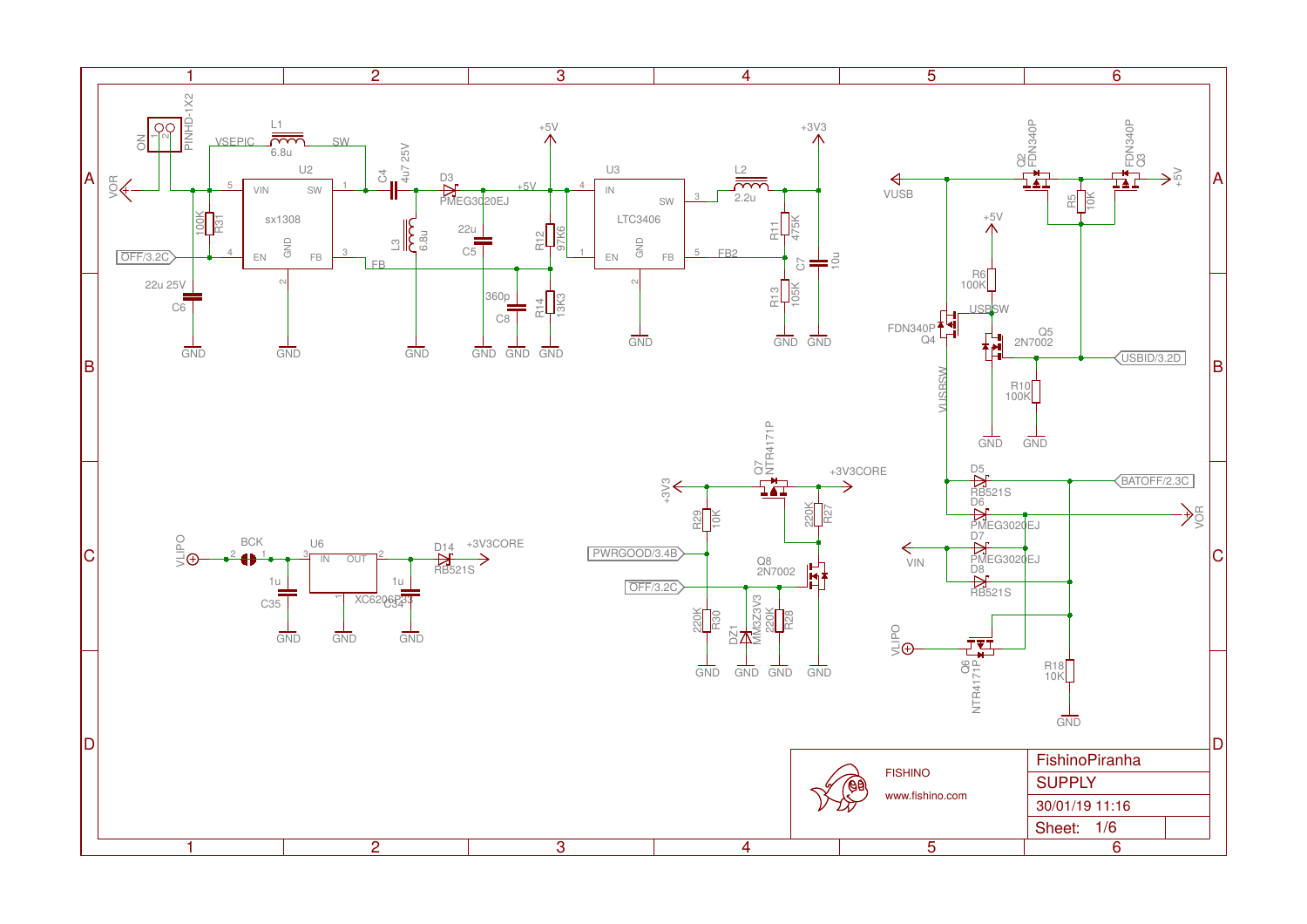# FishinoPiranha

## SUPPLY

30/01/19 11:16

Sheet: 1/6

FISHINO
www.fishino.com

**Component labels and values:**

- ON — PINHD-1X2 (pins 1, 2)
- VOR
- L1 — 6.8u (VSEPIC, SW)
- U2 — sx1308 (VIN 5, SW 1, EN 4, GND 2, FB 3)
- R31 — 100K
- OFF/3.2C
- C6 — 22u 25V
- C4 — 4u7 25V
- D3 — PMEG3020EJ
- L3 — 6.8u
- C5 — 22u
- C8 — 360p
- R12 — 97K6
- R14 — 13K3
- +5V
- FB
- U3 — LTC3406 (IN 4, SW 3, EN 1, GND 2, FB 5)
- L2 — 2.2u
- +3V3
- R11 — 475K
- R13 — 105K
- C7 — 10u
- FB2
- VUSB
- Q2 — FDN340P
- Q3 — FDN340P
- R5 — 10K
- R6 — 100K
- USBSW
- Q4 — FDN340P
- Q5 — 2N7002
- USBID/3.2D
- R10 — 100K
- VUSBSW
- D5 — RB521S
- BATOFF/2.3C
- D6 — PMEG3020EJ
- D7 — PMEG3020EJ
- D8 — RB521S
- VIN
- VLIPO
- Q6 — NTR4171P
- R18 — 10K
- Q7 — NTR4171P
- +3V3CORE
- R29 — 10K
- R27 — 220K
- PWRGOOD/3.4B
- Q8 — 2N7002
- OFF/3.2C
- R30 — 220K
- DZ1 — MM3Z3V3
- R28 — 220K
- BCK
- U6 — XC6206P33 (IN 3, OUT 2, GND 1)
- C35 — 1u
- C34 — 1u
- D14 — RB521S
- GND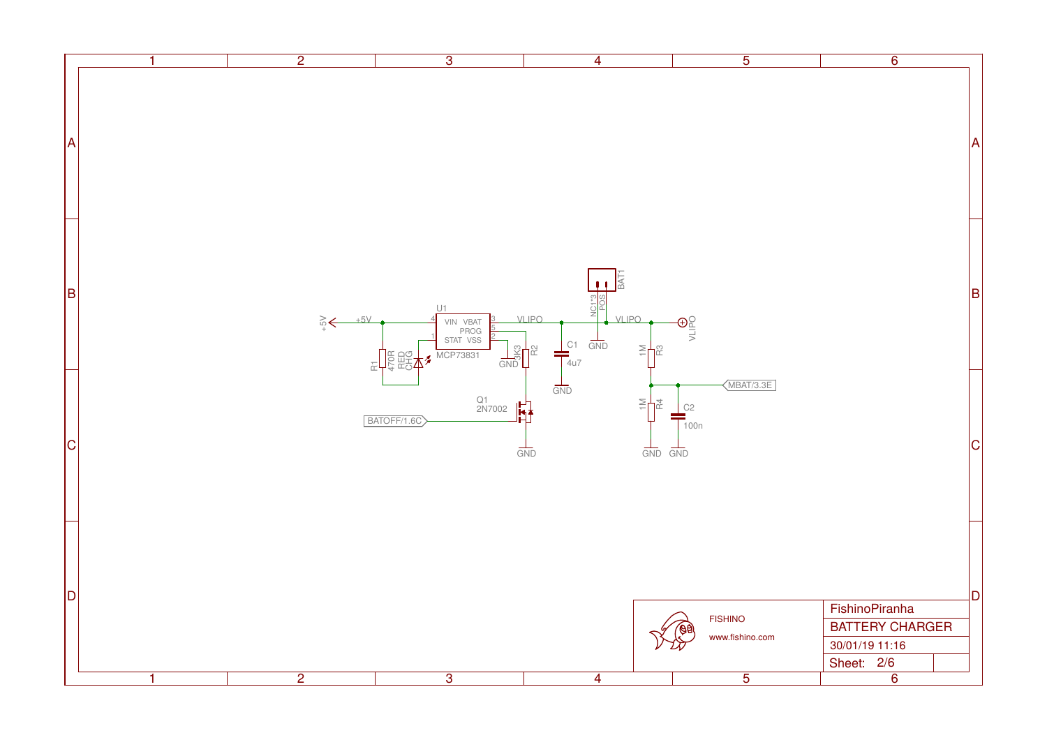U1 MCP73831

- VIN (4)
- VBAT (3)
- PROG (5)
- STAT (1)
- VSS (2)

+5V

R1 470R

RED CHG

GND

R2 3K3

Q1 2N7002

BATOFF/1.6C

GND

VLIPO

C1 4u7

GND

BAT1

NC1*3

POS

GND

VLIPO

R3 1M

R4 1M

C2 100n

MBAT/3.3E

GND GND

VLIPO

FISHINO

www.fishino.com

| FishinoPiranha | |
|---|---|
| BATTERY CHARGER | |
| 30/01/19 11:16 | |
| Sheet: 2/6 | |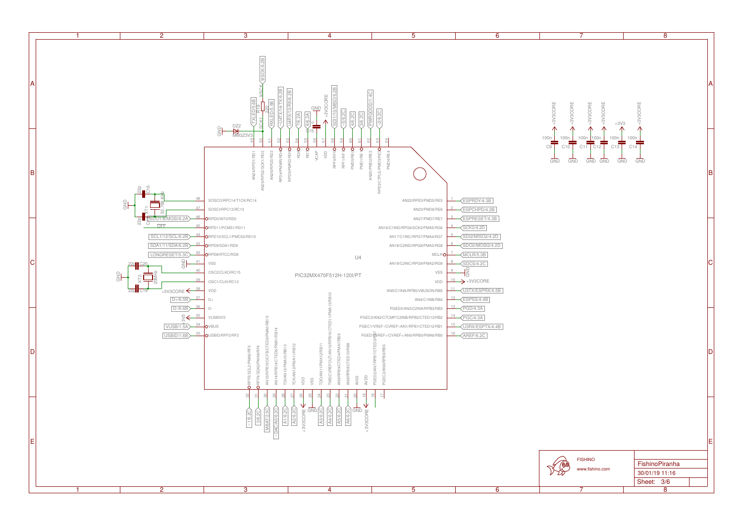# FishinoPiranha

**U4 — PIC32MX470F512H-120I/PT**

## Left side pins

| Pin | Name | Connection |
|---|---|---|
| 48 | SOSCO/RPC14/T1CK/RC14 | XT1 32.768 kHz, C16 22p |
| 47 | SOSCI/RPC13/RC13 | XT1, C17 22p |
| 46 | RPD0/INT0/RD0 | SDO1/8/MOSI/6.2A |
| 45 | RPD11/PCMS1/RD11 | OFF |
| 44 | RPD10/SCL1/PMCS2/RD10 | SCL1/12/SCL/6.2B |
| 43 | RPD9/SDA1/RD9 | SDA1/11/SDA/6.2B |
| 42 | RPD8/RTCC/RD8 | LONGRESET/5.3C |
| 41 | VSS | GND |
| 40 | OSC2/CLKO/RC15 | XT2 20MHz, C20 22p |
| 39 | OSC1/CLKI/RC12 | XT2, C19 22p |
| 38 | VDD | +3V3CORE |
| 37 | D+ | D+/6.5B |
| 36 | D- | D-/6.6B |
| 35 | VUSB3V3 | +3V3 |
| 34 | VBUS | VUSB/1.5A |
| 33 | USBID/RPF3/RF3 | USBID/1.6B |

## Top side pins

| Pin | Name | Connection |
|---|---|---|
| 49 | AN24/RPD1/RD1 | TXLED/5.6B |
| 50 | AN25/RPD2/SCK1/RD2 | SCK1 — R19 220 — 9/SCK/6.2B; DZ2 MM3Z3V3 to GND |
| 51 | AN26/RPD3/RD3 | RXLED/5.5B |
| 52 | RPD4/PMWR/RD4 | U4TX/14/TX/6.2B |
| 53 | RPD5/PMRD/RD5 | U4RX/13/RX/6.2B |
| 54 | RD6 | 7/6.2A |
| 55 | RD7 | 6/6.2A |
| 56 | VCAP | C15 to GND |
| 57 | VDD | +3V3CORE |
| 58 | RPF0/RF0 | SDI1/10/MISO/6.2B |
| 59 | RPF1/RF1 | 5/6.2C |
| 60 | PMD0/RE0 | 4/6.2C |
| 61 | PMD1/RE1 | 3/6.2C |
| 62 | AN20/PMD2/RE2 | PWRGOOD/1.4C |
| 63 | RPE3/CTPLS/PMD3/RE3 | 2/6.2C |
| 64 | PMD4/RE4 | |

## Right side pins

| Pin | Name | Connection |
|---|---|---|
| 1 | AN22/RPE5/PMD5/RE5 | ESPRDY/4.3B |
| 2 | AN23/PMD6/RE6 | ESPCHPD/4.2B |
| 3 | AN27/PMD7/RE7 | ESPRESET/4.3B |
| 4 | AN16/C1IND/RPG6/SCK2/PMA5/RG6 | SCK2/4.2D |
| 5 | AN17/C1INC/RPG7/PMA4/RG7 | SDI2/MISO2/4.2D |
| 6 | AN18/C2IND/RPG8/PMA3/RG8 | SDO2/MOSI2/4.2D |
| 7 | MCLR | MCLR/5.3B |
| 8 | AN19/C2INC/RPG9/PMA2/RG9 | SDCS/4.2C |
| 9 | VSS | GND |
| 10 | VDD | +3V3CORE |
| 11 | AN5/C1INA/RPB5/VBUSON/RB5 | U3TX/ESPRX/4.5B |
| 12 | AN4/C1INB/RB4 | ESPSS/4.4B |
| 13 | PGED3/AN3/C2INA/RPB3/RB3 | PGD/4.3A |
| 14 | PGEC3/AN2/CTCMP/C2INB/RPB2/CTED13/RB2 | PGC/4.3A |
| 15 | PGEC1/VREF-/CVREF-/AN1/RPB1/CTED12/RB1 | U3RX/ESPTX/4.4B |
| 16 | PGED1/VREF+/CVREF+/AN0/RPB0/PMA6/RB0 | AREF/6.2C |

## Bottom side pins

| Pin | Name | Connection |
|---|---|---|
| 32 | RPF5/SCL2/PMA8/RF5 | 1/6.2C |
| 31 | RPF4/SDA2/PMA9/RF4 | 0/6.2C |
| 30 | AN15/RPB15/OCFB/CTED6/PMA0/RB15 | MBAT/2.5C |
| 29 | AN14/RPB14/CTED5/PMA1/RB14 | DAC/A0/6.2C |
| 28 | TDI/AN13/PMA10/RB13 | A1/6.2C |
| 27 | TCK/AN12/PMA11/RB12 | A2/6.2C |
| 26 | VDD | +3V3CORE |
| 25 | VSS | GND |
| 24 | TDO/AN11/PMA12/RB11 | A3/6.2C |
| 23 | TMS/CVREFOUT/AN10/RPB10/CTED11/PMA13/RB10 | A4/6.2C |
| 22 | AN9/RPB9/CTED4/PMA7/RB9 | A5/6.2C |
| 21 | AN8/RPB8/CTED10/RB8 | A6/6.2C |
| 20 | AVSS | GND |
| 19 | AVDD | +3V3CORE |
| 18 | PGED2/AN7/RPB7/CTED3/RB7 | |
| 17 | PGEC2/AN6/RPB6/RB6 | |

## Decoupling capacitors

| Capacitor | Value | Supply |
|---|---|---|
| C9 | 100n | +3V3CORE |
| C10 | 100n | +3V3CORE |
| C11 | 100n | +3V3CORE |
| C12 | 100n | +3V3CORE |
| C13 | 100n | +3V3 |
| C14 | 100n | +3V3CORE |

FISHINO
www.fishino.com

FishinoPiranha
30/01/19 11:16
Sheet: 3/6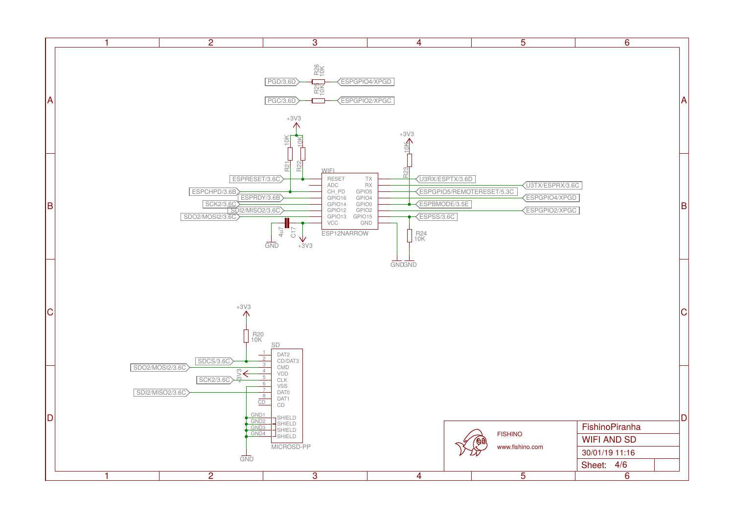FishinoPiranha

WIFI AND SD

30/01/19 11:16

Sheet: 4/6

FISHINO

www.fishino.com

PGD/3.6D — R26 10K — ESPGPIO4/XPGD

PGC/3.6D — R25 10K — ESPGPIO2/XPGC

WIFI (ESP12NARROW)

| Left pin | Net | Right pin | Net |
| --- | --- | --- | --- |
| RESET | ESPRESET/3.6C | TX | U3RX/ESPTX/3.6D |
| ADC | | RX | U3TX/ESPRX/3.6C |
| CH_PD | ESPCHPD/3.6B | GPIO5 | ESPGPIO5/REMOTERESET/5.3C |
| GPIO16 | ESPRDY/3.6B | GPIO4 | ESPGPIO4/XPGD |
| GPIO14 | SCK2/3.6C | GPIO0 | ESPBMODE/3.5E |
| GPIO12 | SDI2/MISO2/3.6C | GPIO2 | ESPGPIO2/XPGC |
| GPIO13 | SDO2/MOSI2/3.6C | GPIO15 | ESPSS/3.6C |
| VCC | +3V3 | GND | GND |

R21 10K, R22 10K (to +3V3)

R23 10K (to +3V3)

R24 10K (to GND)

C17 4u7

SD (MICROSD-PP)

| Pin | Name | Net |
| --- | --- | --- |
| 1 | DAT2 | |
| 2 | CD/DAT3 | SDCS/3.6C |
| 3 | CMD | SDO2/MOSI2/3.6C |
| 4 | VDD | +3V3 |
| 5 | CLK | SCK2/3.6C |
| 6 | VSS | GND |
| 7 | DAT0 | SDI2/MISO2/3.6C |
| 8 | DAT1 | |
| CD | CD | |
| GND1 | SHIELD | GND |
| GND2 | SHIELD | GND |
| GND3 | SHIELD | GND |
| GND4 | SHIELD | GND |

R20 10K (to +3V3)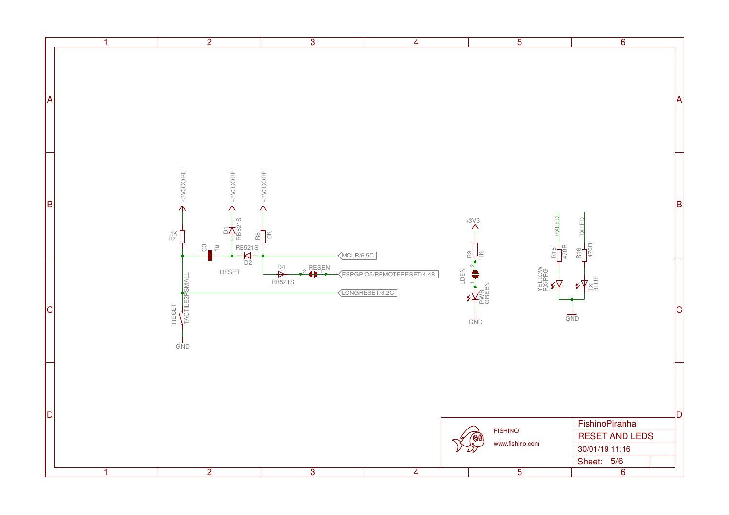+3V3CORE

+3V3CORE

+3V3CORE

1K
R7

D1
RB521S

R8
10K

C3
1u

RB521S

D2

RESET

MCLR/6.5C

D4

RESEN

ESPGPIO5/REMOTERESET/4.4B

RB521S

LONGRESET/3.2C

RESET
TACTILE2PSMALL

GND

+3V3

R9
1K

LDEN

PWR
GREEN

GND

RXLED

TXLED

R15
470R

R16
470R

YELLOW
RX/PRG

TX
BLUE

GND

FISHINO

www.fishino.com

| FishinoPiranha |
| --- |
| RESET AND LEDS |
| 30/01/19 11:16 |
| Sheet: 5/6 |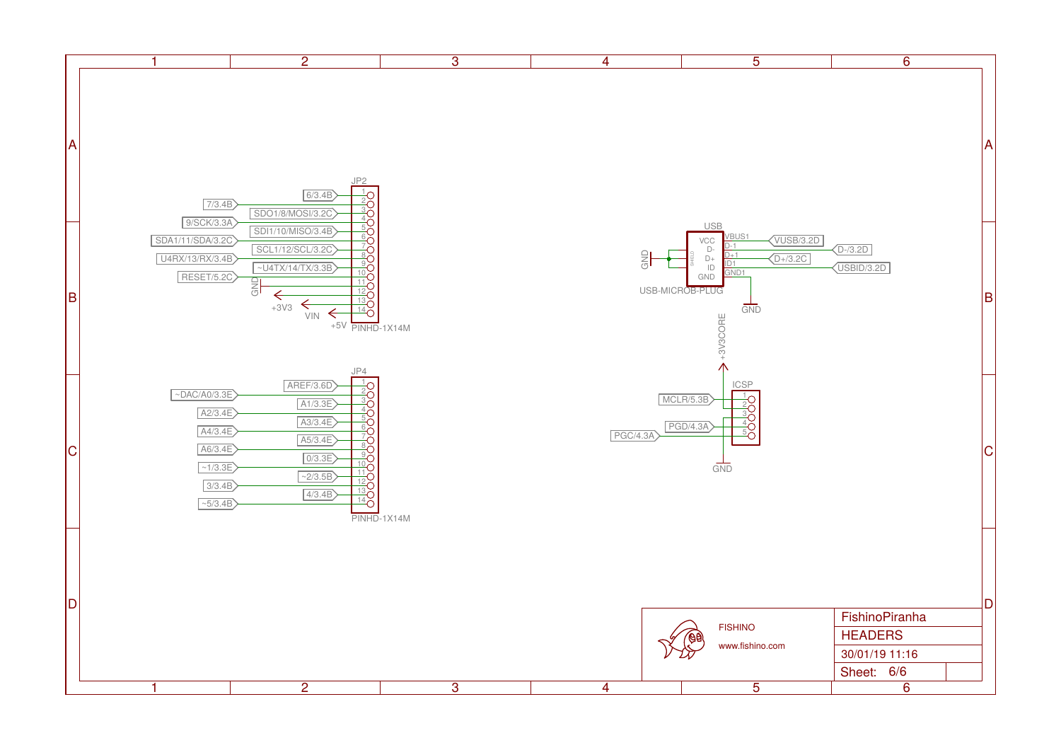JP2

| Pin | Signal |
|---|---|
| 1 | 6/3.4B |
| 2 | 7/3.4B |
| 3 | SDO1/8/MOSI/3.2C |
| 4 | 9/SCK/3.3A |
| 5 | SDI1/10/MISO/3.4B |
| 6 | SDA1/11/SDA/3.2C |
| 7 | SCL1/12/SCL/3.2C |
| 8 | U4RX/13/RX/3.4B |
| 9 | ~U4TX/14/TX/3.3B |
| 10 | RESET/5.2C |
| 11 | GND |
| 12 | +3V3 |
| 13 | VIN |
| 14 | +5V |

PINHD-1X14M

JP4

| Pin | Signal |
|---|---|
| 1 | AREF/3.6D |
| 2 | ~DAC/A0/3.3E |
| 3 | A1/3.3E |
| 4 | A2/3.4E |
| 5 | A3/3.4E |
| 6 | A4/3.4E |
| 7 | A5/3.4E |
| 8 | A6/3.4E |
| 9 | 0/3.3E |
| 10 | ~1/3.3E |
| 11 | ~2/3.5B |
| 12 | 3/3.4B |
| 13 | 4/3.4B |
| 14 | ~5/3.4B |

PINHD-1X14M

USB

USB-MICROB-PLUG

| Pin | Name | Signal |
|---|---|---|
| VBUS1 | VCC | VUSB/3.2D |
| D-1 | D- | D-/3.2D |
| D+1 | D+ | D+/3.2C |
| ID1 | ID | USBID/3.2D |
| GND1 | GND | GND |
| SHIELD | | GND |

ICSP

| Pin | Signal |
|---|---|
| 1 | MCLR/5.3B |
| 2 | +3V3CORE |
| 3 | GND |
| 4 | PGD/4.3A |
| 5 | PGC/4.3A |

FISHINO

www.fishino.com

FishinoPiranha

HEADERS

30/01/19 11:16

Sheet: 6/6